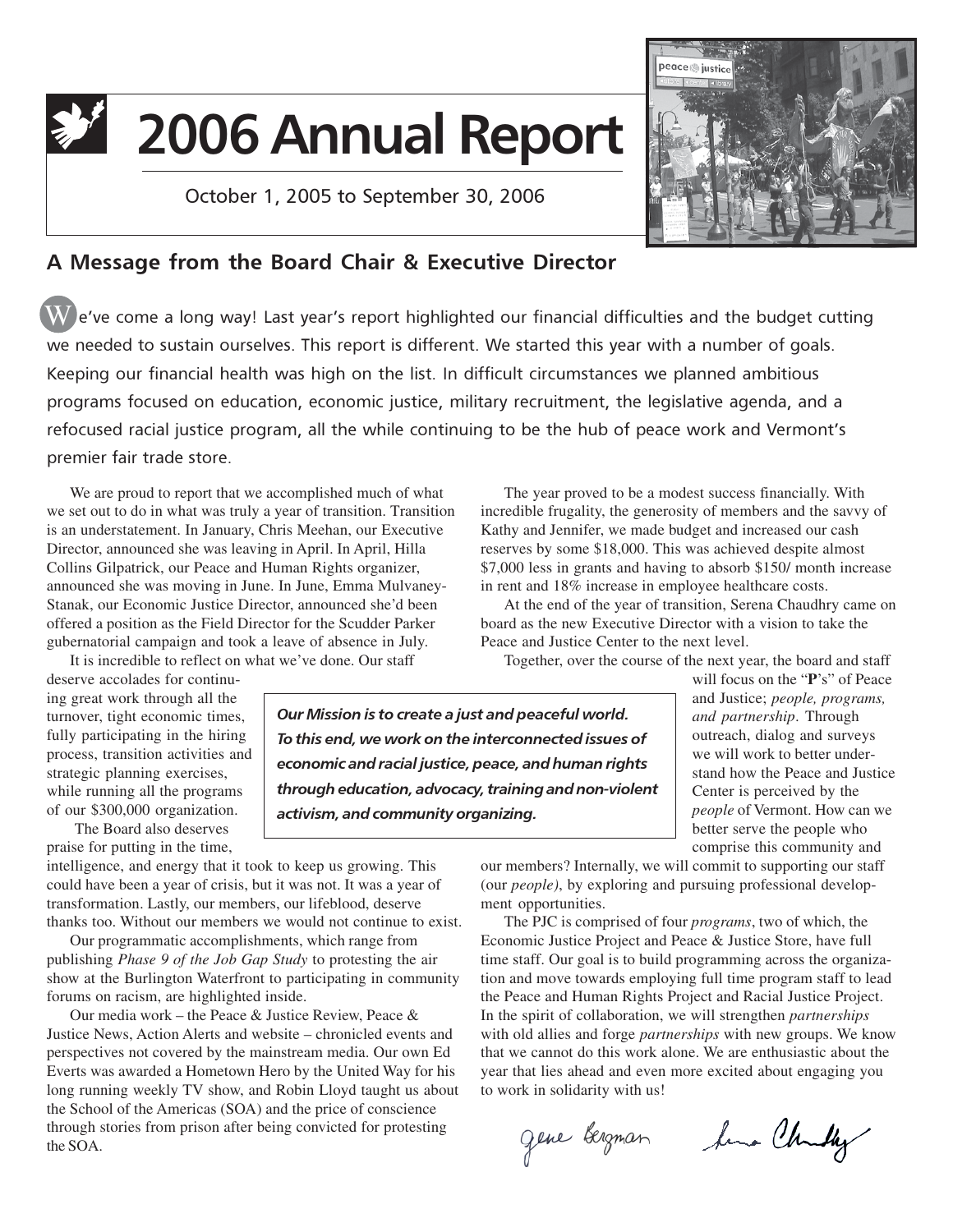# 2006 Annual Report

October 1, 2005 to September 30, 2006

## A Message from the Board Chair & Executive Director

We've come a long way! Last year's report highlighted our financial difficulties and the budget cutting we needed to sustain ourselves. This report is different. We started this year with a number of goals. Keeping our financial health was high on the list. In difficult circumstances we planned ambitious programs focused on education, economic justice, military recruitment, the legislative agenda, and a refocused racial justice program, all the while continuing to be the hub of peace work and Vermont's premier fair trade store.

We are proud to report that we accomplished much of what we set out to do in what was truly a year of transition. Transition is an understatement. In January, Chris Meehan, our Executive Director, announced she was leaving in April. In April, Hilla Collins Gilpatrick, our Peace and Human Rights organizer, announced she was moving in June. In June, Emma Mulvaney-Stanak, our Economic Justice Director, announced she'd been offered a position as the Field Director for the Scudder Parker gubernatorial campaign and took a leave of absence in July.

It is incredible to reflect on what we've done. Our staff deserve accolades for continuing great work through all the turnover, tight economic times, fully participating in the hiring process, transition activities and strategic planning exercises, while running all the programs of our $300,000 organization.

The Board also deserves praise for putting in the time, intelligence, and energy that it took to keep us growing. This could have been a year of crisis, but it was not. It was a year of transformation. Lastly, our members, our lifeblood, deserve thanks too. Without our members we would not continue to exist.

Our programmatic accomplishments, which range from publishing *Phase 9 of the Job Gap Study* to protesting the air show at the Burlington Waterfront to participating in community forums on racism, are highlighted inside.

Our media work – the Peace & Justice Review, Peace & Justice News, Action Alerts and website – chronicled events and perspectives not covered by the mainstream media. Our own Ed Everts was awarded a Hometown Hero by the United Way for his long running weekly TV show, and Robin Lloyd taught us about the School of the Americas (SOA) and the price of conscience through stories from prison after being convicted for protesting the SOA.

***Our Mission is to create a just and peaceful world. To this end, we work on the interconnected issues of economic and racial justice, peace, and human rights through education, advocacy, training and non-violent activism, and community organizing.***

The year proved to be a modest success financially. With incredible frugality, the generosity of members and the savvy of Kathy and Jennifer, we made budget and increased our cash reserves by some $18,000. This was achieved despite almost $7,000 less in grants and having to absorb $150/ month increase in rent and 18% increase in employee healthcare costs.

At the end of the year of transition, Serena Chaudhry came on board as the new Executive Director with a vision to take the Peace and Justice Center to the next level.

Together, over the course of the next year, the board and staff will focus on the "**P**'s" of Peace and Justice; *people, programs, and partnership*. Through outreach, dialog and surveys we will work to better understand how the Peace and Justice Center is perceived by the *people* of Vermont. How can we better serve the people who comprise this community and our members? Internally, we will commit to supporting our staff (our *people)*, by exploring and pursuing professional development opportunities.

The PJC is comprised of four *programs*, two of which, the Economic Justice Project and Peace & Justice Store, have full time staff. Our goal is to build programming across the organization and move towards employing full time program staff to lead the Peace and Human Rights Project and Racial Justice Project. In the spirit of collaboration, we will strengthen *partnerships* with old allies and forge *partnerships* with new groups. We know that we cannot do this work alone. We are enthusiastic about the year that lies ahead and even more excited about engaging you to work in solidarity with us!

Gene Bergman  Serena Chaudhry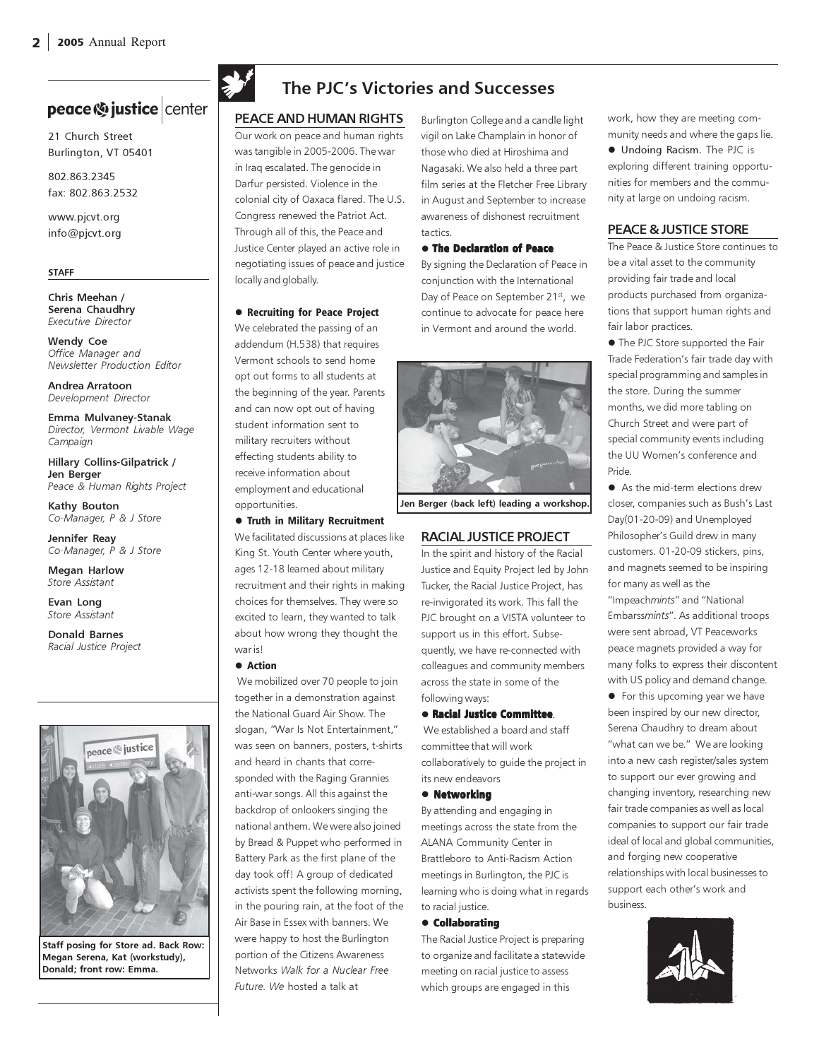**peace & justice center**

21 Church Street
Burlington, VT 05401

802.863.2345
fax: 802.863.2532

www.pjcvt.org
info@pjcvt.org

**STAFF**

**Chris Meehan / Serena Chaudhry**
*Executive Director*

**Wendy Coe**
*Office Manager and Newsletter Production Editor*

**Andrea Arratoon**
*Development Director*

**Emma Mulvaney-Stanak**
*Director, Vermont Livable Wage Campaign*

**Hillary Collins-Gilpatrick / Jen Berger**
*Peace & Human Rights Project*

**Kathy Bouton**
*Co-Manager, P & J Store*

**Jennifer Reay**
*Co-Manager, P & J Store*

**Megan Harlow**
*Store Assistant*

**Evan Long**
*Store Assistant*

**Donald Barnes**
*Racial Justice Project*

**Staff posing for Store ad. Back Row: Megan Serena, Kat (workstudy), Donald; front row: Emma.**

# The PJC's Victories and Successes

## PEACE AND HUMAN RIGHTS

Our work on peace and human rights was tangible in 2005-2006. The war in Iraq escalated. The genocide in Darfur persisted. Violence in the colonial city of Oaxaca flared. The U.S. Congress renewed the Patriot Act. Through all of this, the Peace and Justice Center played an active role in negotiating issues of peace and justice locally and globally.

● **Recruiting for Peace Project**
We celebrated the passing of an addendum (H.538) that requires Vermont schools to send home opt out forms to all students at the beginning of the year. Parents and can now opt out of having student information sent to military recruiters without effecting students ability to receive information about employment and educational opportunities.

● **Truth in Military Recruitment**
We facilitated discussions at places like King St. Youth Center where youth, ages 12-18 learned about military recruitment and their rights in making choices for themselves. They were so excited to learn, they wanted to talk about how wrong they thought the war is!

● **Action**
We mobilized over 70 people to join together in a demonstration against the National Guard Air Show. The slogan, "War Is Not Entertainment," was seen on banners, posters, t-shirts and heard in chants that corresponded with the Raging Grannies anti-war songs. All this against the backdrop of onlookers singing the national anthem. We were also joined by Bread & Puppet who performed in Battery Park as the first plane of the day took off! A group of dedicated activists spent the following morning, in the pouring rain, at the foot of the Air Base in Essex with banners. We were happy to host the Burlington portion of the Citizens Awareness Networks *Walk for a Nuclear Free Future. We* hosted a talk at Burlington College and a candle light vigil on Lake Champlain in honor of those who died at Hiroshima and Nagasaki. We also held a three part film series at the Fletcher Free Library in August and September to increase awareness of dishonest recruitment tactics.

● **The Declaration of Peace**
By signing the Declaration of Peace in conjunction with the International Day of Peace on September 21st, we continue to advocate for peace here in Vermont and around the world.

**Jen Berger (back left) leading a workshop.**

## RACIAL JUSTICE PROJECT

In the spirit and history of the Racial Justice and Equity Project led by John Tucker, the Racial Justice Project, has re-invigorated its work. This fall the PJC brought on a VISTA volunteer to support us in this effort. Subsequently, we have re-connected with colleagues and community members across the state in some of the following ways:

● **Racial Justice Committee**.
We established a board and staff committee that will work collaboratively to guide the project in its new endeavors

● **Networking**
By attending and engaging in meetings across the state from the ALANA Community Center in Brattleboro to Anti-Racism Action meetings in Burlington, the PJC is learning who is doing what in regards to racial justice.

● **Collaborating**
The Racial Justice Project is preparing to organize and facilitate a statewide meeting on racial justice to assess which groups are engaged in this work, how they are meeting community needs and where the gaps lie.

● Undoing Racism. The PJC is exploring different training opportunities for members and the community at large on undoing racism.

## PEACE & JUSTICE STORE

The Peace & Justice Store continues to be a vital asset to the community providing fair trade and local products purchased from organizations that support human rights and fair labor practices.

● The PJC Store supported the Fair Trade Federation's fair trade day with special programming and samples in the store. During the summer months, we did more tabling on Church Street and were part of special community events including the UU Women's conference and Pride.

● As the mid-term elections drew closer, companies such as Bush's Last Day(01-20-09) and Unemployed Philosopher's Guild drew in many customers. 01-20-09 stickers, pins, and magnets seemed to be inspiring for many as well as the "Impeach*mints*" and "National Embarrass*mints*". As additional troops were sent abroad, VT Peaceworks peace magnets provided a way for many folks to express their discontent with US policy and demand change.

● For this upcoming year we have been inspired by our new director, Serena Chaudhry to dream about "what can we be." We are looking into a new cash register/sales system to support our ever growing and changing inventory, researching new fair trade companies as well as local companies to support our fair trade ideal of local and global communities, and forging new cooperative relationships with local businesses to support each other's work and business.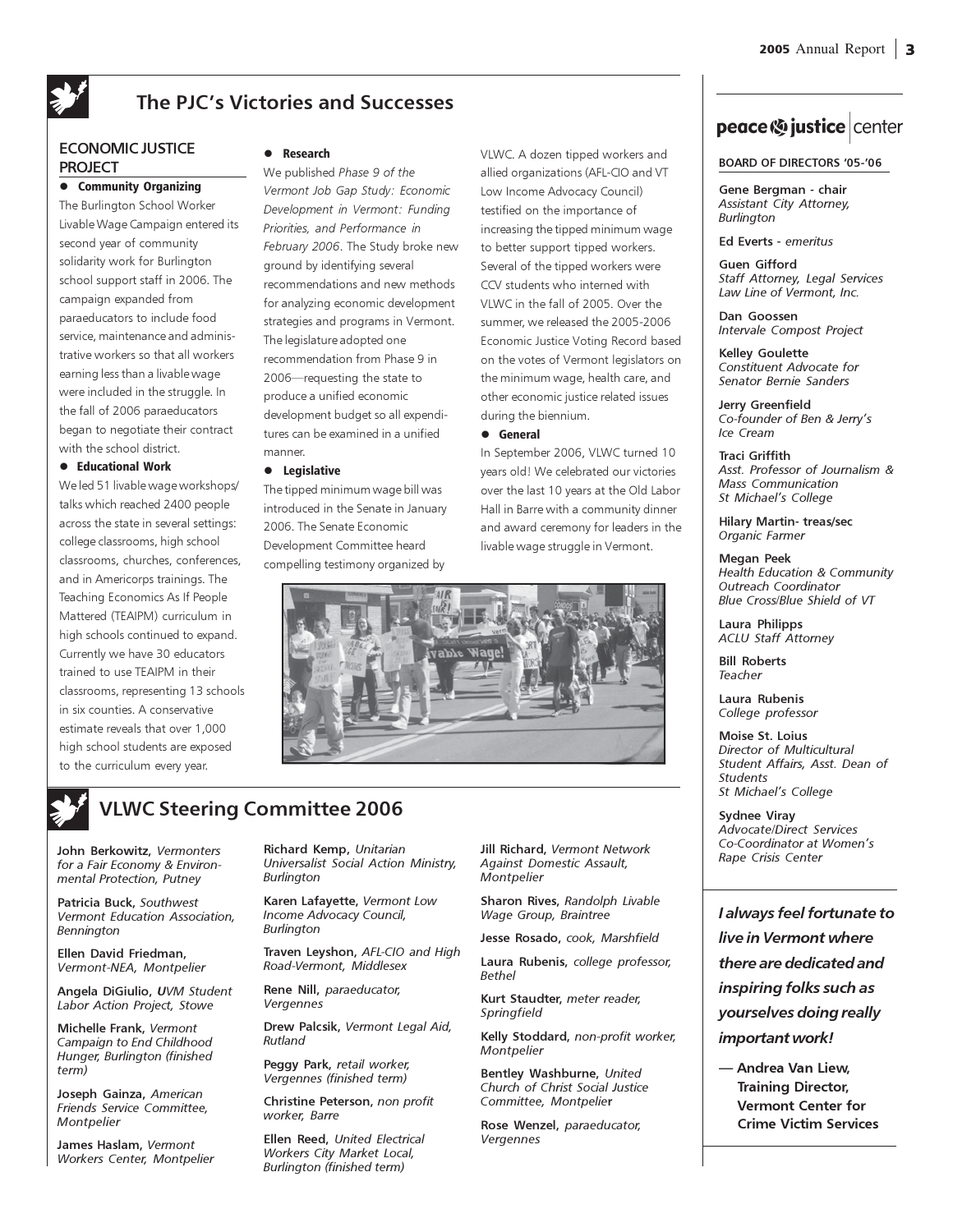## The PJC's Victories and Successes

### ECONOMIC JUSTICE PROJECT

- **Community Organizing**

The Burlington School Worker Livable Wage Campaign entered its second year of community solidarity work for Burlington school support staff in 2006. The campaign expanded from paraeducators to include food service, maintenance and administrative workers so that all workers earning less than a livable wage were included in the struggle. In the fall of 2006 paraeducators began to negotiate their contract with the school district.

- **Educational Work**

We led 51 livable wage workshops/ talks which reached 2400 people across the state in several settings: college classrooms, high school classrooms, churches, conferences, and in Americorps trainings. The Teaching Economics As If People Mattered (TEAIPM) curriculum in high schools continued to expand. Currently we have 30 educators trained to use TEAIPM in their classrooms, representing 13 schools in six counties. A conservative estimate reveals that over 1,000 high school students are exposed to the curriculum every year.

- **Research**

We published *Phase 9 of the Vermont Job Gap Study: Economic Development in Vermont: Funding Priorities, and Performance in February 2006*. The Study broke new ground by identifying several recommendations and new methods for analyzing economic development strategies and programs in Vermont. The legislature adopted one recommendation from Phase 9 in 2006—requesting the state to produce a unified economic development budget so all expenditures can be examined in a unified manner.

- **Legislative**

The tipped minimum wage bill was introduced in the Senate in January 2006. The Senate Economic Development Committee heard compelling testimony organized by VLWC. A dozen tipped workers and allied organizations (AFL-CIO and VT Low Income Advocacy Council) testified on the importance of increasing the tipped minimum wage to better support tipped workers. Several of the tipped workers were CCV students who interned with VLWC in the fall of 2005. Over the summer, we released the 2005-2006 Economic Justice Voting Record based on the votes of Vermont legislators on the minimum wage, health care, and other economic justice related issues during the biennium.

- **General**

In September 2006, VLWC turned 10 years old! We celebrated our victories over the last 10 years at the Old Labor Hall in Barre with a community dinner and award ceremony for leaders in the livable wage struggle in Vermont.

## VLWC Steering Committee 2006

**John Berkowitz,** *Vermonters for a Fair Economy & Environmental Protection, Putney*

**Patricia Buck,** *Southwest Vermont Education Association, Bennington*

**Ellen David Friedman,** *Vermont-NEA, Montpelier*

**Angela DiGiulio,** *UVM Student Labor Action Project, Stowe*

**Michelle Frank,** *Vermont Campaign to End Childhood Hunger, Burlington (finished term)*

**Joseph Gainza,** *American Friends Service Committee, Montpelier*

**James Haslam,** *Vermont Workers Center, Montpelier*

**Richard Kemp,** *Unitarian Universalist Social Action Ministry, Burlington*

**Karen Lafayette,** *Vermont Low Income Advocacy Council, Burlington*

**Traven Leyshon,** *AFL-CIO and High Road-Vermont, Middlesex*

**Rene Nill,** *paraeducator, Vergennes*

**Drew Palcsik,** *Vermont Legal Aid, Rutland*

**Peggy Park,** *retail worker, Vergennes (finished term)*

**Christine Peterson,** *non profit worker, Barre*

**Ellen Reed,** *United Electrical Workers City Market Local, Burlington (finished term)*

**Jill Richard,** *Vermont Network Against Domestic Assault, Montpelier*

**Sharon Rives,** *Randolph Livable Wage Group, Braintree*

**Jesse Rosado,** *cook, Marshfield*

**Laura Rubenis,** *college professor, Bethel*

**Kurt Staudter,** *meter reader, Springfield*

**Kelly Stoddard,** *non-profit worker, Montpelier*

**Bentley Washburne,** *United Church of Christ Social Justice Committee, Montpelier*

**Rose Wenzel,** *paraeducator, Vergennes*

---

**peace & justice center**

**BOARD OF DIRECTORS '05-'06**

**Gene Bergman - chair**
*Assistant City Attorney, Burlington*

**Ed Everts** - *emeritus*

**Guen Gifford**
*Staff Attorney, Legal Services Law Line of Vermont, Inc.*

**Dan Goossen**
*Intervale Compost Project*

**Kelley Goulette**
*Constituent Advocate for Senator Bernie Sanders*

**Jerry Greenfield**
*Co-founder of Ben & Jerry's Ice Cream*

**Traci Griffith**
*Asst. Professor of Journalism & Mass Communication St Michael's College*

**Hilary Martin- treas/sec**
*Organic Farmer*

**Megan Peek**
*Health Education & Community Outreach Coordinator Blue Cross/Blue Shield of VT*

**Laura Philipps**
*ACLU Staff Attorney*

**Bill Roberts**
*Teacher*

**Laura Rubenis**
*College professor*

**Moise St. Loius**
*Director of Multicultural Student Affairs, Asst. Dean of Students St Michael's College*

**Sydnee Viray**
*Advocate/Direct Services Co-Coordinator at Women's Rape Crisis Center*

***I always feel fortunate to live in Vermont where there are dedicated and inspiring folks such as yourselves doing really important work!***

**— Andrea Van Liew, Training Director, Vermont Center for Crime Victim Services**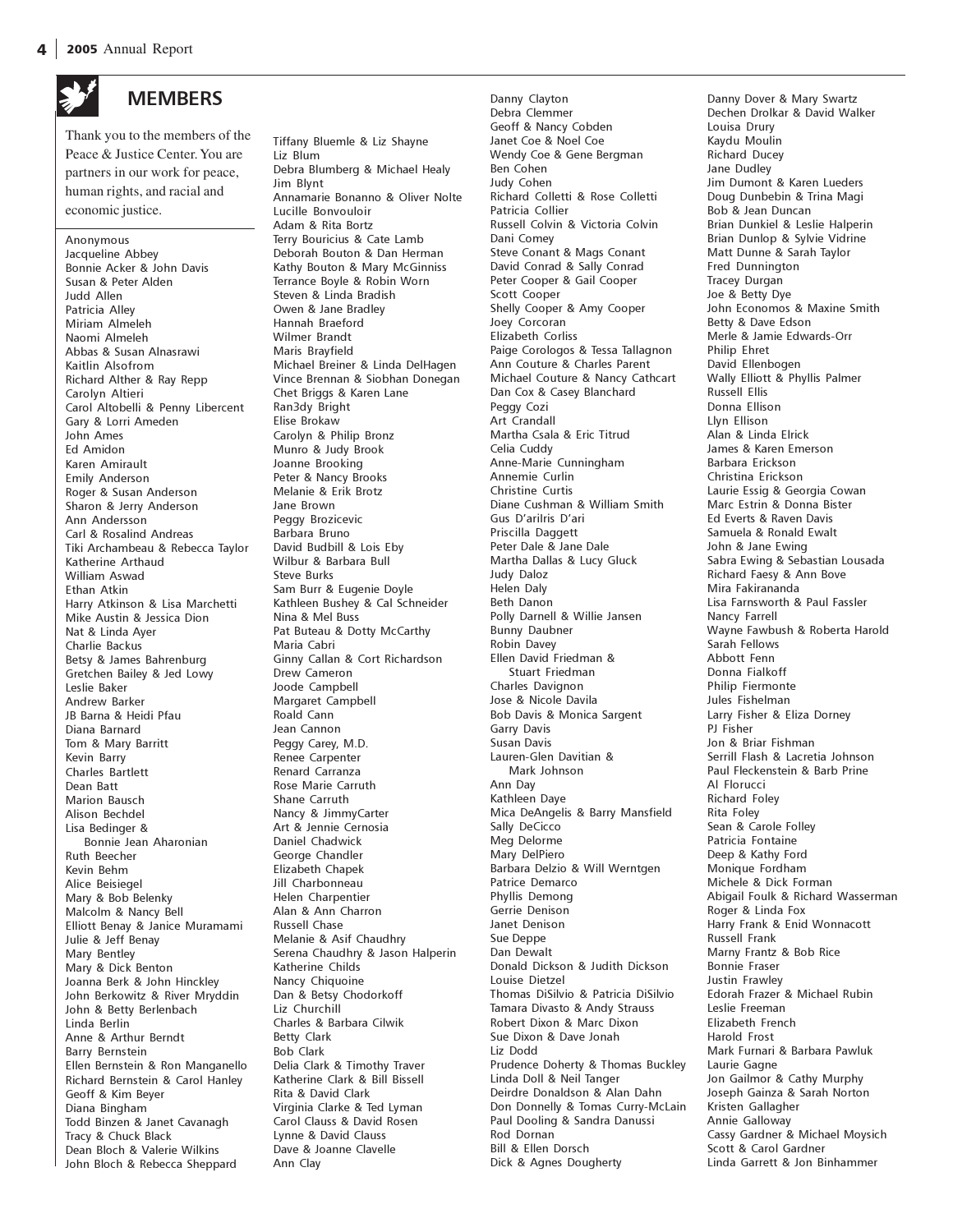## MEMBERS

Thank you to the members of the Peace & Justice Center. You are partners in our work for peace, human rights, and racial and economic justice.

Anonymous
Jacqueline Abbey
Bonnie Acker & John Davis
Susan & Peter Alden
Judd Allen
Patricia Alley
Miriam Almeleh
Naomi Almeleh
Abbas & Susan Alnasrawi
Kaitlin Alsofrom
Richard Alther & Ray Repp
Carolyn Altieri
Carol Altobelli & Penny Libercent
Gary & Lorri Ameden
John Ames
Ed Amidon
Karen Amirault
Emily Anderson
Roger & Susan Anderson
Sharon & Jerry Anderson
Ann Andersson
Carl & Rosalind Andreas
Tiki Archambeau & Rebecca Taylor
Katherine Arthaud
William Aswad
Ethan Atkin
Harry Atkinson & Lisa Marchetti
Mike Austin & Jessica Dion
Nat & Linda Ayer
Charlie Backus
Betsy & James Bahrenburg
Gretchen Bailey & Jed Lowy
Leslie Baker
Andrew Barker
JB Barna & Heidi Pfau
Diana Barnard
Tom & Mary Barritt
Kevin Barry
Charles Bartlett
Dean Batt
Marion Bausch
Alison Bechdel
Lisa Bedinger & Bonnie Jean Aharonian
Ruth Beecher
Kevin Behm
Alice Beisiegel
Mary & Bob Belenky
Malcolm & Nancy Bell
Elliott Benay & Janice Muramami
Julie & Jeff Benay
Mary Bentley
Mary & Dick Benton
Joanna Berk & John Hinckley
John Berkowitz & River Mryddin
John & Betty Berlenbach
Linda Berlin
Anne & Arthur Berndt
Barry Bernstein
Ellen Bernstein & Ron Manganello
Richard Bernstein & Carol Hanley
Geoff & Kim Beyer
Diana Bingham
Todd Binzen & Janet Cavanagh
Tracy & Chuck Black
Dean Bloch & Valerie Wilkins
John Bloch & Rebecca Sheppard
Tiffany Bluemle & Liz Shayne
Liz Blum
Debra Blumberg & Michael Healy
Jim Blynt
Annamarie Bonanno & Oliver Nolte
Lucille Bonvouloir
Adam & Rita Bortz
Terry Bouricius & Cate Lamb
Deborah Bouton & Dan Herman
Kathy Bouton & Mary McGinniss
Terrance Boyle & Robin Worn
Steven & Linda Bradish
Owen & Jane Bradley
Hannah Braeford
Wilmer Brandt
Maris Brayfield
Michael Breiner & Linda DelHagen
Vince Brennan & Siobhan Donegan
Chet Briggs & Karen Lane
Ran3dy Bright
Elise Brokaw
Carolyn & Philip Bronz
Munro & Judy Brook
Joanne Brooking
Peter & Nancy Brooks
Melanie & Erik Brotz
Jane Brown
Peggy Brozicevic
Barbara Bruno
David Budbill & Lois Eby
Wilbur & Barbara Bull
Steve Burks
Sam Burr & Eugenie Doyle
Kathleen Bushey & Cal Schneider
Nina & Mel Buss
Pat Buteau & Dotty McCarthy
Maria Cabri
Ginny Callan & Cort Richardson
Drew Cameron
Joode Campbell
Margaret Campbell
Roald Cann
Jean Cannon
Peggy Carey, M.D.
Renee Carpenter
Renard Carranza
Rose Marie Carruth
Shane Carruth
Nancy & JimmyCarter
Art & Jennie Cernosia
Daniel Chadwick
George Chandler
Elizabeth Chapek
Jill Charbonneau
Helen Charpentier
Alan & Ann Charron
Russell Chase
Melanie & Asif Chaudhry
Serena Chaudhry & Jason Halperin
Katherine Childs
Nancy Chiquoine
Dan & Betsy Chodorkoff
Liz Churchill
Charles & Barbara Cilwik
Betty Clark
Bob Clark
Delia Clark & Timothy Traver
Katherine Clark & Bill Bissell
Rita & David Clark
Virginia Clarke & Ted Lyman
Carol Clauss & David Rosen
Lynne & David Clauss
Dave & Joanne Clavelle
Ann Clay
Danny Clayton
Debra Clemmer
Geoff & Nancy Cobden
Janet Coe & Noel Coe
Wendy Coe & Gene Bergman
Ben Cohen
Judy Cohen
Richard Colletti & Rose Colletti
Patricia Collier
Russell Colvin & Victoria Colvin
Dani Comey
Steve Conant & Mags Conant
David Conrad & Sally Conrad
Peter Cooper & Gail Cooper
Scott Cooper
Shelly Cooper & Amy Cooper
Joey Corcoran
Elizabeth Corliss
Paige Corologos & Tessa Tallagnon
Ann Couture & Charles Parent
Michael Couture & Nancy Cathcart
Dan Cox & Casey Blanchard
Peggy Cozi
Art Crandall
Martha Csala & Eric Titrud
Celia Cuddy
Anne-Marie Cunningham
Annemie Curlin
Christine Curtis
Diane Cushman & William Smith
Gus D'arilris D'ari
Priscilla Daggett
Peter Dale & Jane Dale
Martha Dallas & Lucy Gluck
Judy Daloz
Helen Daly
Beth Danon
Polly Darnell & Willie Jansen
Bunny Daubner
Robin Davey
Ellen David Friedman & Stuart Friedman
Charles Davignon
Jose & Nicole Davila
Bob Davis & Monica Sargent
Garry Davis
Susan Davis
Lauren-Glen Davitian & Mark Johnson
Ann Day
Kathleen Daye
Mica DeAngelis & Barry Mansfield
Sally DeCicco
Meg Delorme
Mary DelPiero
Barbara Delzio & Will Werntgen
Patrice Demarco
Phyllis Demong
Gerrie Denison
Janet Denison
Sue Deppe
Dan Dewalt
Donald Dickson & Judith Dickson
Louise Dietzel
Thomas DiSilvio & Patricia DiSilvio
Tamara Divasto & Andy Strauss
Robert Dixon & Marc Dixon
Sue Dixon & Dave Jonah
Liz Dodd
Prudence Doherty & Thomas Buckley
Linda Doll & Neil Tanger
Deirdre Donaldson & Alan Dahn
Don Donnelly & Tomas Curry-McLain
Paul Dooling & Sandra Danussi
Rod Dornan
Bill & Ellen Dorsch
Dick & Agnes Dougherty
Danny Dover & Mary Swartz
Dechen Drolkar & David Walker
Louisa Drury
Kaydu Moulin
Richard Ducey
Jane Dudley
Jim Dumont & Karen Lueders
Doug Dunbebin & Trina Magi
Bob & Jean Duncan
Brian Dunkiel & Leslie Halperin
Brian Dunlop & Sylvie Vidrine
Matt Dunne & Sarah Taylor
Fred Dunnington
Tracey Durgan
Joe & Betty Dye
John Economos & Maxine Smith
Betty & Dave Edson
Merle & Jamie Edwards-Orr
Philip Ehret
David Ellenbogen
Wally Elliott & Phyllis Palmer
Russell Ellis
Donna Ellison
Llyn Ellison
Alan & Linda Elrick
James & Karen Emerson
Barbara Erickson
Christina Erickson
Laurie Essig & Georgia Cowan
Marc Estrin & Donna Bister
Ed Everts & Raven Davis
Samuela & Ronald Ewalt
John & Jane Ewing
Sabra Ewing & Sebastian Lousada
Richard Faesy & Ann Bove
Mira Fakirananda
Lisa Farnsworth & Paul Fassler
Nancy Farrell
Wayne Fawbush & Roberta Harold
Sarah Fellows
Abbott Fenn
Donna Fialkoff
Philip Fiermonte
Jules Fishelman
Larry Fisher & Eliza Dorney
PJ Fisher
Jon & Briar Fishman
Serrill Flash & Lacretia Johnson
Paul Fleckenstein & Barb Prine
Al Florucci
Richard Foley
Rita Foley
Sean & Carole Folley
Patricia Fontaine
Deep & Kathy Ford
Monique Fordham
Michele & Dick Forman
Abigail Foulk & Richard Wasserman
Roger & Linda Fox
Harry Frank & Enid Wonnacott
Russell Frank
Marny Frantz & Bob Rice
Bonnie Fraser
Justin Frawley
Edorah Frazer & Michael Rubin
Leslie Freeman
Elizabeth French
Harold Frost
Mark Furnari & Barbara Pawluk
Laurie Gagne
Jon Gailmor & Cathy Murphy
Joseph Gainza & Sarah Norton
Kristen Gallagher
Annie Galloway
Cassy Gardner & Michael Moysich
Scott & Carol Gardner
Linda Garrett & Jon Binhammer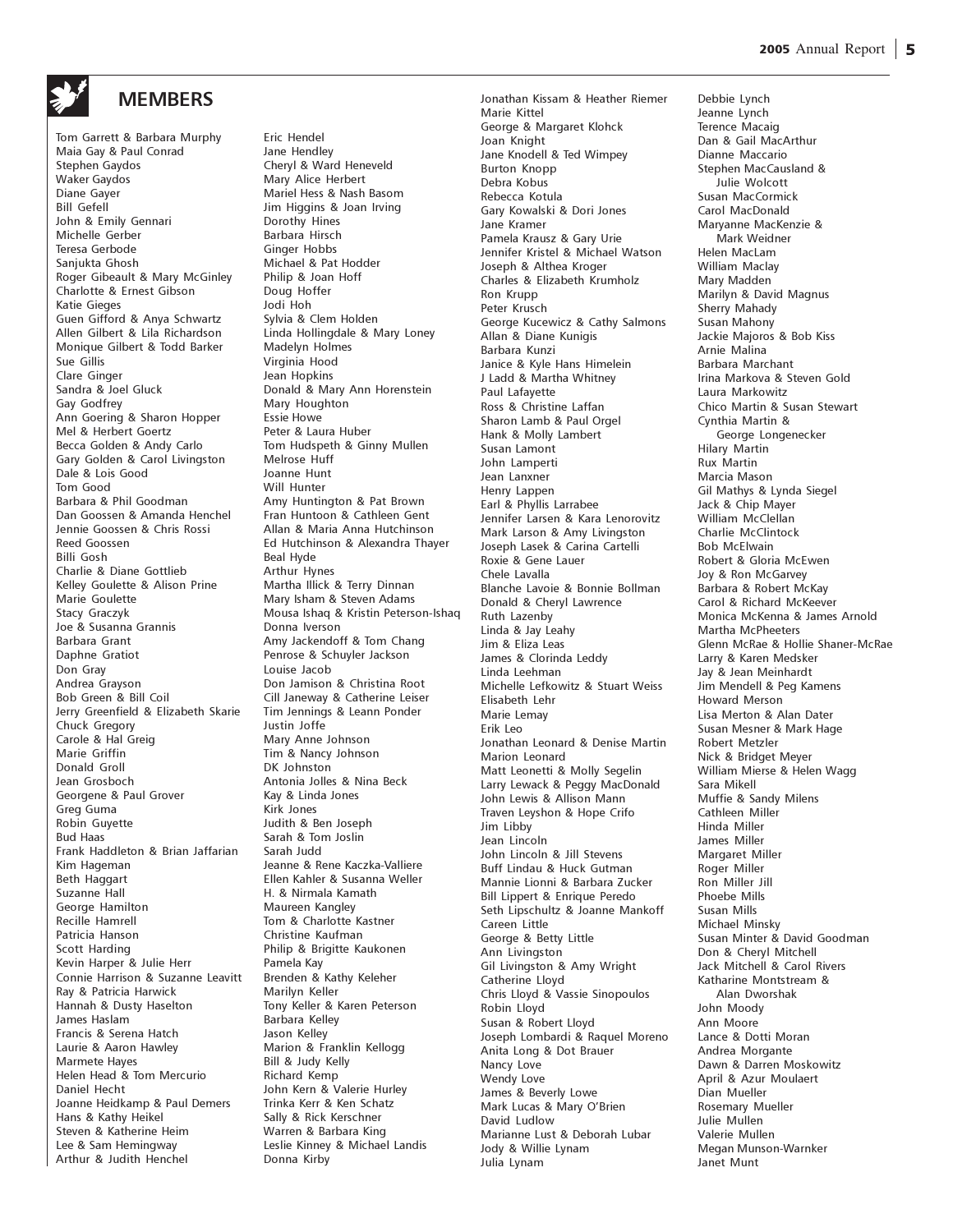## MEMBERS

Tom Garrett & Barbara Murphy
Maia Gay & Paul Conrad
Stephen Gaydos
Waker Gaydos
Diane Gayer
Bill Gefell
John & Emily Gennari
Michelle Gerber
Teresa Gerbode
Sanjukta Ghosh
Roger Gibeault & Mary McGinley
Charlotte & Ernest Gibson
Katie Gieges
Guen Gifford & Anya Schwartz
Allen Gilbert & Lila Richardson
Monique Gilbert & Todd Barker
Sue Gillis
Clare Ginger
Sandra & Joel Gluck
Gay Godfrey
Ann Goering & Sharon Hopper
Mel & Herbert Goertz
Becca Golden & Andy Carlo
Gary Golden & Carol Livingston
Dale & Lois Good
Tom Good
Barbara & Phil Goodman
Dan Goossen & Amanda Henchel
Jennie Goossen & Chris Rossi
Reed Goossen
Billi Gosh
Charlie & Diane Gottlieb
Kelley Goulette & Alison Prine
Marie Goulette
Stacy Graczyk
Joe & Susanna Grannis
Barbara Grant
Daphne Gratiot
Don Gray
Andrea Grayson
Bob Green & Bill Coil
Jerry Greenfield & Elizabeth Skarie
Chuck Gregory
Carole & Hal Greig
Marie Griffin
Donald Groll
Jean Grosboch
Georgene & Paul Grover
Greg Guma
Robin Guyette
Bud Haas
Frank Haddleton & Brian Jaffarian
Kim Hageman
Beth Haggart
Suzanne Hall
George Hamilton
Recille Hamrell
Patricia Hanson
Scott Harding
Kevin Harper & Julie Herr
Connie Harrison & Suzanne Leavitt
Ray & Patricia Harwick
Hannah & Dusty Haselton
James Haslam
Francis & Serena Hatch
Laurie & Aaron Hawley
Marmete Hayes
Helen Head & Tom Mercurio
Daniel Hecht
Joanne Heidkamp & Paul Demers
Hans & Kathy Heikel
Steven & Katherine Heim
Lee & Sam Hemingway
Arthur & Judith Henchel
Eric Hendel
Jane Hendley
Cheryl & Ward Heneveld
Mary Alice Herbert
Mariel Hess & Nash Basom
Jim Higgins & Joan Irving
Dorothy Hines
Barbara Hirsch
Ginger Hobbs
Michael & Pat Hodder
Philip & Joan Hoff
Doug Hoffer
Jodi Hoh
Sylvia & Clem Holden
Linda Hollingdale & Mary Loney
Madelyn Holmes
Virginia Hood
Jean Hopkins
Donald & Mary Ann Horenstein
Mary Houghton
Essie Howe
Peter & Laura Huber
Tom Hudspeth & Ginny Mullen
Melrose Huff
Joanne Hunt
Will Hunter
Amy Huntington & Pat Brown
Fran Huntoon & Cathleen Gent
Allan & Maria Anna Hutchinson
Ed Hutchinson & Alexandra Thayer
Beal Hyde
Arthur Hynes
Martha Illick & Terry Dinnan
Mary Isham & Steven Adams
Mousa Ishaq & Kristin Peterson-Ishaq
Donna Iverson
Amy Jackendoff & Tom Chang
Penrose & Schuyler Jackson
Louise Jacob
Don Jamison & Christina Root
Cill Janeway & Catherine Leiser
Tim Jennings & Leann Ponder
Justin Joffe
Mary Anne Johnson
Tim & Nancy Johnson
DK Johnston
Antonia Jolles & Nina Beck
Kay & Linda Jones
Kirk Jones
Judith & Ben Joseph
Sarah & Tom Joslin
Sarah Judd
Jeanne & Rene Kaczka-Valliere
Ellen Kahler & Susanna Weller
H. & Nirmala Kamath
Maureen Kangley
Tom & Charlotte Kastner
Christine Kaufman
Philip & Brigitte Kaukonen
Pamela Kay
Brenden & Kathy Keleher
Marilyn Keller
Tony Keller & Karen Peterson
Barbara Kelley
Jason Kelley
Marion & Franklin Kellogg
Bill & Judy Kelly
Richard Kemp
John Kern & Valerie Hurley
Trinka Kerr & Ken Schatz
Sally & Rick Kerschner
Warren & Barbara King
Leslie Kinney & Michael Landis
Donna Kirby
Jonathan Kissam & Heather Riemer
Marie Kittel
George & Margaret Klohck
Joan Knight
Jane Knodell & Ted Wimpey
Burton Knopp
Debra Kobus
Rebecca Kotula
Gary Kowalski & Dori Jones
Jane Kramer
Pamela Krausz & Gary Urie
Jennifer Kristel & Michael Watson
Joseph & Althea Kroger
Charles & Elizabeth Krumholz
Ron Krupp
Peter Krusch
George Kucewicz & Cathy Salmons
Allan & Diane Kunigis
Barbara Kunzi
Janice & Kyle Hans Himelein
J Ladd & Martha Whitney
Paul Lafayette
Ross & Christine Laffan
Sharon Lamb & Paul Orgel
Hank & Molly Lambert
Susan Lamont
John Lamperti
Jean Lanxner
Henry Lappen
Earl & Phyllis Larrabee
Jennifer Larsen & Kara Lenorovitz
Mark Larson & Amy Livingston
Joseph Lasek & Carina Cartelli
Roxie & Gene Lauer
Chele Lavalla
Blanche Lavoie & Bonnie Bollman
Donald & Cheryl Lawrence
Ruth Lazenby
Linda & Jay Leahy
Jim & Eliza Leas
James & Clorinda Leddy
Linda Leehman
Michelle Lefkowitz & Stuart Weiss
Elisabeth Lehr
Marie Lemay
Erik Leo
Jonathan Leonard & Denise Martin
Marion Leonard
Matt Leonetti & Molly Segelin
Larry Lewack & Peggy MacDonald
John Lewis & Allison Mann
Traven Leyshon & Hope Crifo
Jim Libby
Jean Lincoln
John Lincoln & Jill Stevens
Buff Lindau & Huck Gutman
Mannie Lionni & Barbara Zucker
Bill Lippert & Enrique Peredo
Seth Lipschultz & Joanne Mankoff
Careen Little
George & Betty Little
Ann Livingston
Gil Livingston & Amy Wright
Catherine Lloyd
Chris Lloyd & Vassie Sinopoulos
Robin Lloyd
Susan & Robert Lloyd
Joseph Lombardi & Raquel Moreno
Anita Long & Dot Brauer
Nancy Love
Wendy Love
James & Beverly Lowe
Mark Lucas & Mary O'Brien
David Ludlow
Marianne Lust & Deborah Lubar
Jody & Willie Lynam
Julia Lynam
Debbie Lynch
Jeanne Lynch
Terence Macaig
Dan & Gail MacArthur
Dianne Maccario
Stephen MacCausland & Julie Wolcott
Susan MacCormick
Carol MacDonald
Maryanne MacKenzie & Mark Weidner
Helen MacLam
William Maclay
Mary Madden
Marilyn & David Magnus
Sherry Mahady
Susan Mahony
Jackie Majoros & Bob Kiss
Arnie Malina
Barbara Marchant
Irina Markova & Steven Gold
Laura Markowitz
Chico Martin & Susan Stewart
Cynthia Martin & George Longenecker
Hilary Martin
Rux Martin
Marcia Mason
Gil Mathys & Lynda Siegel
Jack & Chip Mayer
William McClellan
Charlie McClintock
Bob McElwain
Robert & Gloria McEwen
Joy & Ron McGarvey
Barbara & Robert McKay
Carol & Richard McKeever
Monica McKenna & James Arnold
Martha McPheeters
Glenn McRae & Hollie Shaner-McRae
Larry & Karen Medsker
Jay & Jean Meinhardt
Jim Mendell & Peg Kamens
Howard Merson
Lisa Merton & Alan Dater
Susan Mesner & Mark Hage
Robert Metzler
Nick & Bridget Meyer
William Mierse & Helen Wagg
Sara Mikell
Muffie & Sandy Milens
Cathleen Miller
Hinda Miller
James Miller
Margaret Miller
Roger Miller
Ron Miller Jill
Phoebe Mills
Susan Mills
Michael Minsky
Susan Minter & David Goodman
Don & Cheryl Mitchell
Jack Mitchell & Carol Rivers
Katharine Montstream & Alan Dworshak
John Moody
Ann Moore
Lance & Dotti Moran
Andrea Morgante
Dawn & Darren Moskowitz
April & Azur Moulaert
Dian Mueller
Rosemary Mueller
Julie Mullen
Valerie Mullen
Megan Munson-Warnker
Janet Munt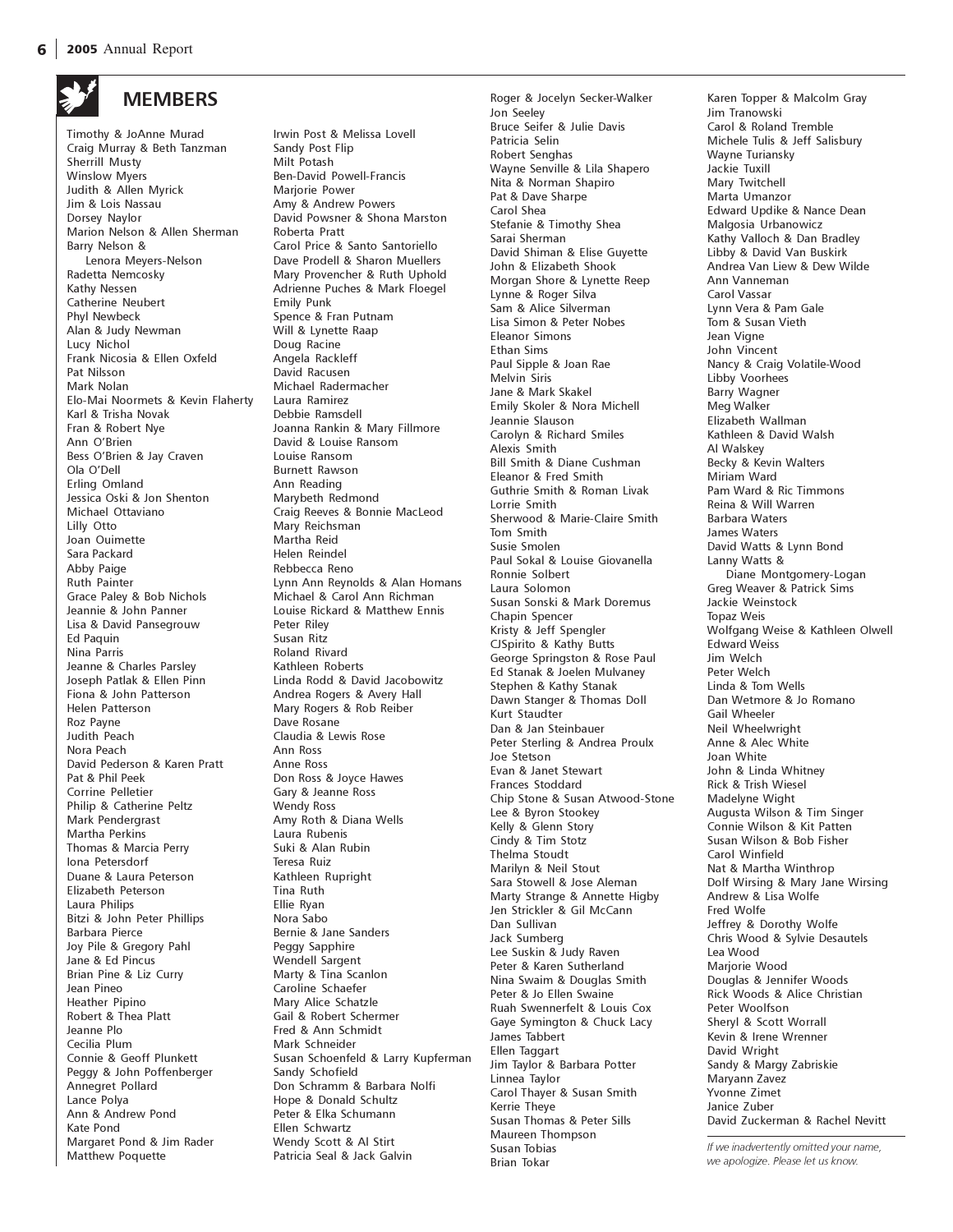## MEMBERS

Timothy & JoAnne Murad
Craig Murray & Beth Tanzman
Sherrill Musty
Winslow Myers
Judith & Allen Myrick
Jim & Lois Nassau
Dorsey Naylor
Marion Nelson & Allen Sherman
Barry Nelson & Lenora Meyers-Nelson
Radetta Nemcosky
Kathy Nessen
Catherine Neubert
Phyl Newbeck
Alan & Judy Newman
Lucy Nichol
Frank Nicosia & Ellen Oxfeld
Pat Nilsson
Mark Nolan
Elo-Mai Noormets & Kevin Flaherty
Karl & Trisha Novak
Fran & Robert Nye
Ann O'Brien
Bess O'Brien & Jay Craven
Ola O'Dell
Erling Omland
Jessica Oski & Jon Shenton
Michael Ottaviano
Lilly Otto
Joan Ouimette
Sara Packard
Abby Paige
Ruth Painter
Grace Paley & Bob Nichols
Jeannie & John Panner
Lisa & David Pansegrouw
Ed Paquin
Nina Parris
Jeanne & Charles Parsley
Joseph Patlak & Ellen Pinn
Fiona & John Patterson
Helen Patterson
Roz Payne
Judith Peach
Nora Peach
David Pederson & Karen Pratt
Pat & Phil Peek
Corrine Pelletier
Philip & Catherine Peltz
Mark Pendergrast
Martha Perkins
Thomas & Marcia Perry
Iona Petersdorf
Duane & Laura Peterson
Elizabeth Peterson
Laura Philips
Bitzi & John Peter Phillips
Barbara Pierce
Joy Pile & Gregory Pahl
Jane & Ed Pincus
Brian Pine & Liz Curry
Jean Pineo
Heather Pipino
Robert & Thea Platt
Jeanne Plo
Cecilia Plum
Connie & Geoff Plunkett
Peggy & John Poffenberger
Annegret Pollard
Lance Polya
Ann & Andrew Pond
Kate Pond
Margaret Pond & Jim Rader
Matthew Poquette
Irwin Post & Melissa Lovell
Sandy Post Flip
Milt Potash
Ben-David Powell-Francis
Marjorie Power
Amy & Andrew Powers
David Powsner & Shona Marston
Roberta Pratt
Carol Price & Santo Santoriello
Dave Prodell & Sharon Muellers
Mary Provencher & Ruth Uphold
Adrienne Puches & Mark Floegel
Emily Punk
Spence & Fran Putnam
Will & Lynette Raap
Doug Racine
Angela Rackleff
David Racusen
Michael Radermacher
Laura Ramirez
Debbie Ramsdell
Joanna Rankin & Mary Fillmore
David & Louise Ransom
Louise Ransom
Burnett Rawson
Ann Reading
Marybeth Redmond
Craig Reeves & Bonnie MacLeod
Mary Reichsman
Martha Reid
Helen Reindel
Rebbecca Reno
Lynn Ann Reynolds & Alan Homans
Michael & Carol Ann Richman
Louise Rickard & Matthew Ennis
Peter Riley
Susan Ritz
Roland Rivard
Kathleen Roberts
Linda Rodd & David Jacobowitz
Andrea Rogers & Avery Hall
Mary Rogers & Rob Reiber
Dave Rosane
Claudia & Lewis Rose
Ann Ross
Anne Ross
Don Ross & Joyce Hawes
Gary & Jeanne Ross
Wendy Ross
Amy Roth & Diana Wells
Laura Rubenis
Suki & Alan Rubin
Teresa Ruiz
Kathleen Rupright
Tina Ruth
Ellie Ryan
Nora Sabo
Bernie & Jane Sanders
Peggy Sapphire
Wendell Sargent
Marty & Tina Scanlon
Caroline Schaefer
Mary Alice Schatzle
Gail & Robert Schermer
Fred & Ann Schmidt
Mark Schneider
Susan Schoenfeld & Larry Kupferman
Sandy Schofield
Don Schramm & Barbara Nolfi
Hope & Donald Schultz
Peter & Elka Schumann
Ellen Schwartz
Wendy Scott & Al Stirt
Patricia Seal & Jack Galvin
Roger & Jocelyn Secker-Walker
Jon Seeley
Bruce Seifer & Julie Davis
Patricia Selin
Robert Senghas
Wayne Senville & Lila Shapero
Nita & Norman Shapiro
Pat & Dave Sharpe
Carol Shea
Stefanie & Timothy Shea
Sarai Sherman
David Shiman & Elise Guyette
John & Elizabeth Shook
Morgan Shore & Lynette Reep
Lynne & Roger Silva
Sam & Alice Silverman
Lisa Simon & Peter Nobes
Eleanor Simons
Ethan Sims
Paul Sipple & Joan Rae
Melvin Siris
Jane & Mark Skakel
Emily Skoler & Nora Michell
Jeannie Slauson
Carolyn & Richard Smiles
Alexis Smith
Bill Smith & Diane Cushman
Eleanor & Fred Smith
Guthrie Smith & Roman Livak
Lorrie Smith
Sherwood & Marie-Claire Smith
Tom Smith
Susie Smolen
Paul Sokal & Louise Giovanella
Ronnie Solbert
Laura Solomon
Susan Sonski & Mark Doremus
Chapin Spencer
Kristy & Jeff Spengler
CJSpirito & Kathy Butts
George Springston & Rose Paul
Ed Stanak & Joelen Mulvaney
Stephen & Kathy Stanak
Dawn Stanger & Thomas Doll
Kurt Staudter
Dan & Jan Steinbauer
Peter Sterling & Andrea Proulx
Joe Stetson
Evan & Janet Stewart
Frances Stoddard
Chip Stone & Susan Atwood-Stone
Lee & Byron Stookey
Kelly & Glenn Story
Cindy & Tim Stotz
Thelma Stoudt
Marilyn & Neil Stout
Sara Stowell & Jose Aleman
Marty Strange & Annette Higby
Jen Strickler & Gil McCann
Dan Sullivan
Jack Sumberg
Lee Suskin & Judy Raven
Peter & Karen Sutherland
Nina Swaim & Douglas Smith
Peter & Jo Ellen Swaine
Ruah Swennerfelt & Louis Cox
Gaye Symington & Chuck Lacy
James Tabbert
Ellen Taggart
Jim Taylor & Barbara Potter
Linnea Taylor
Carol Thayer & Susan Smith
Kerrie Theye
Susan Thomas & Peter Sills
Maureen Thompson
Susan Tobias
Brian Tokar
Karen Topper & Malcolm Gray
Jim Tranowski
Carol & Roland Tremble
Michele Tulis & Jeff Salisbury
Wayne Turiansky
Jackie Tuxill
Mary Twitchell
Marta Umanzor
Edward Updike & Nance Dean
Malgosia Urbanowicz
Kathy Valloch & Dan Bradley
Libby & David Van Buskirk
Andrea Van Liew & Dew Wilde
Ann Vanneman
Carol Vassar
Lynn Vera & Pam Gale
Tom & Susan Vieth
Jean Vigne
John Vincent
Nancy & Craig Volatile-Wood
Libby Voorhees
Barry Wagner
Meg Walker
Elizabeth Wallman
Kathleen & David Walsh
Al Walskey
Becky & Kevin Walters
Miriam Ward
Pam Ward & Ric Timmons
Reina & Will Warren
Barbara Waters
James Waters
David Watts & Lynn Bond
Lanny Watts & Diane Montgomery-Logan
Greg Weaver & Patrick Sims
Jackie Weinstock
Topaz Weis
Wolfgang Weise & Kathleen Olwell
Edward Weiss
Jim Welch
Peter Welch
Linda & Tom Wells
Dan Wetmore & Jo Romano
Gail Wheeler
Neil Wheelwright
Anne & Alec White
Joan White
John & Linda Whitney
Rick & Trish Wiesel
Madelyne Wight
Augusta Wilson & Tim Singer
Connie Wilson & Kit Patten
Susan Wilson & Bob Fisher
Carol Winfield
Nat & Martha Winthrop
Dolf Wirsing & Mary Jane Wirsing
Andrew & Lisa Wolfe
Fred Wolfe
Jeffrey & Dorothy Wolfe
Chris Wood & Sylvie Desautels
Lea Wood
Marjorie Wood
Douglas & Jennifer Woods
Rick Woods & Alice Christian
Peter Woolfson
Sheryl & Scott Worrall
Kevin & Irene Wrenner
David Wright
Sandy & Margy Zabriskie
Maryann Zavez
Yvonne Zimet
Janice Zuber
David Zuckerman & Rachel Nevitt

*If we inadvertently omitted your name, we apologize. Please let us know.*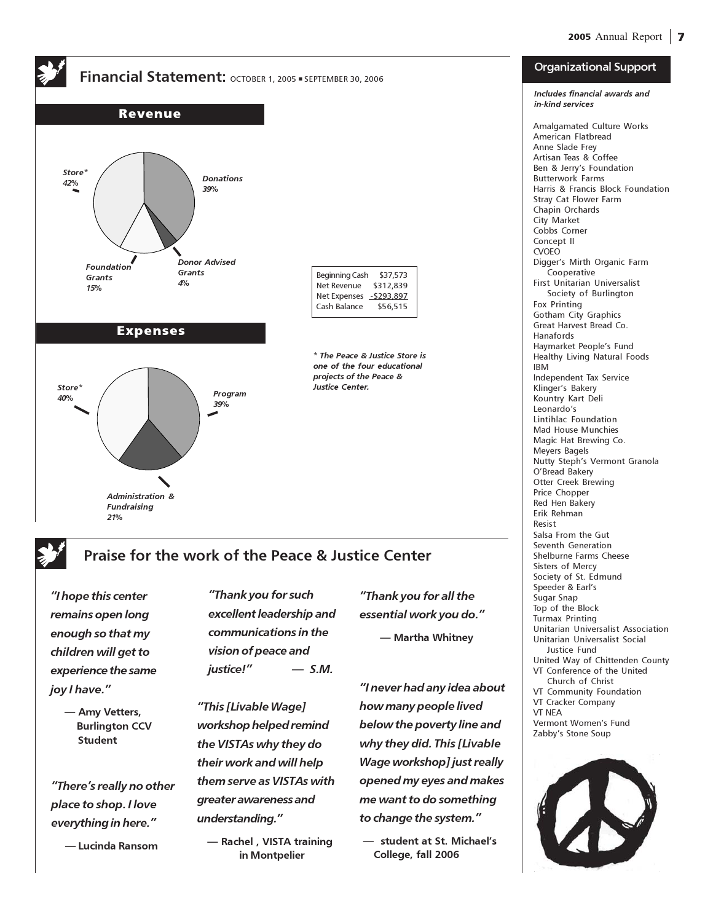## Financial Statement: OCTOBER 1, 2005 ▪ SEPTEMBER 30, 2006

### Revenue

Store* 42%

Donations 39%

Donor Advised Grants 4%

Foundation Grants 15%

### Expenses

Store* 40%

Program 39%

Administration & Fundraising 21%

| | |
|---|---|
| Beginning Cash | $37,573 |
| Net Revenue | $312,839 |
| Net Expenses | -$293,897 |
| Cash Balance | $56,515 |

*\* The Peace & Justice Store is one of the four educational projects of the Peace & Justice Center.*

## Praise for the work of the Peace & Justice Center

***"I hope this center remains open long enough so that my children will get to experience the same joy I have."***

**— Amy Vetters, Burlington CCV Student**

***"There's really no other place to shop. I love everything in here."***

**— Lucinda Ransom**

***"Thank you for such excellent leadership and communications in the vision of peace and justice!"*** **— S.M.**

***"This [Livable Wage] workshop helped remind the VISTAs why they do their work and will help them serve as VISTAs with greater awareness and understanding."***

**— Rachel , VISTA training in Montpelier**

***"Thank you for all the essential work you do."***

**— Martha Whitney**

***"I never had any idea about how many people lived below the poverty line and why they did. This [Livable Wage workshop] just really opened my eyes and makes me want to do something to change the system."***

**— student at St. Michael's College, fall 2006**

## Organizational Support

***Includes financial awards and in-kind services***

Amalgamated Culture Works
American Flatbread
Anne Slade Frey
Artisan Teas & Coffee
Ben & Jerry's Foundation
Butterwork Farms
Harris & Francis Block Foundation
Stray Cat Flower Farm
Chapin Orchards
City Market
Cobbs Corner
Concept II
CVOEO
Digger's Mirth Organic Farm Cooperative
First Unitarian Universalist Society of Burlington
Fox Printing
Gotham City Graphics
Great Harvest Bread Co.
Hanafords
Haymarket People's Fund
Healthy Living Natural Foods
IBM
Independent Tax Service
Klinger's Bakery
Kountry Kart Deli
Leonardo's
Lintihlac Foundation
Mad House Munchies
Magic Hat Brewing Co.
Meyers Bagels
Nutty Steph's Vermont Granola
O'Bread Bakery
Otter Creek Brewing
Price Chopper
Red Hen Bakery
Erik Rehman
Resist
Salsa From the Gut
Seventh Generation
Shelburne Farms Cheese
Sisters of Mercy
Society of St. Edmund
Speeder & Earl's
Sugar Snap
Top of the Block
Turmax Printing
Unitarian Universalist Association
Unitarian Universalist Social Justice Fund
United Way of Chittenden County
VT Conference of the United Church of Christ
VT Community Foundation
VT Cracker Company
VT NEA
Vermont Women's Fund
Zabby's Stone Soup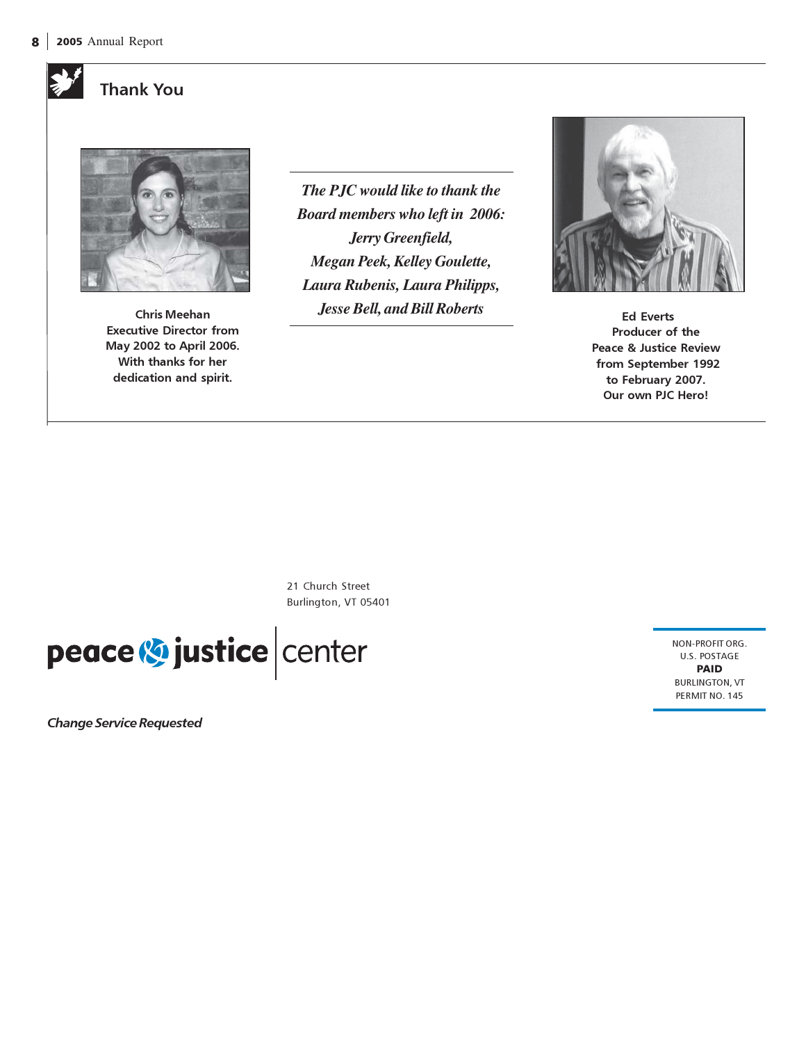## Thank You

**Chris Meehan**
**Executive Director from May 2002 to April 2006.**
**With thanks for her dedication and spirit.**

*The PJC would like to thank the Board members who left in 2006: Jerry Greenfield, Megan Peek, Kelley Goulette, Laura Rubenis, Laura Philipps, Jesse Bell, and Bill Roberts*

**Ed Everts**
**Producer of the Peace & Justice Review from September 1992 to February 2007.**
**Our own PJC Hero!**

21 Church Street
Burlington, VT 05401

peace & justice | center

NON-PROFIT ORG.
U.S. POSTAGE
**PAID**
BURLINGTON, VT
PERMIT NO. 145

*Change Service Requested*